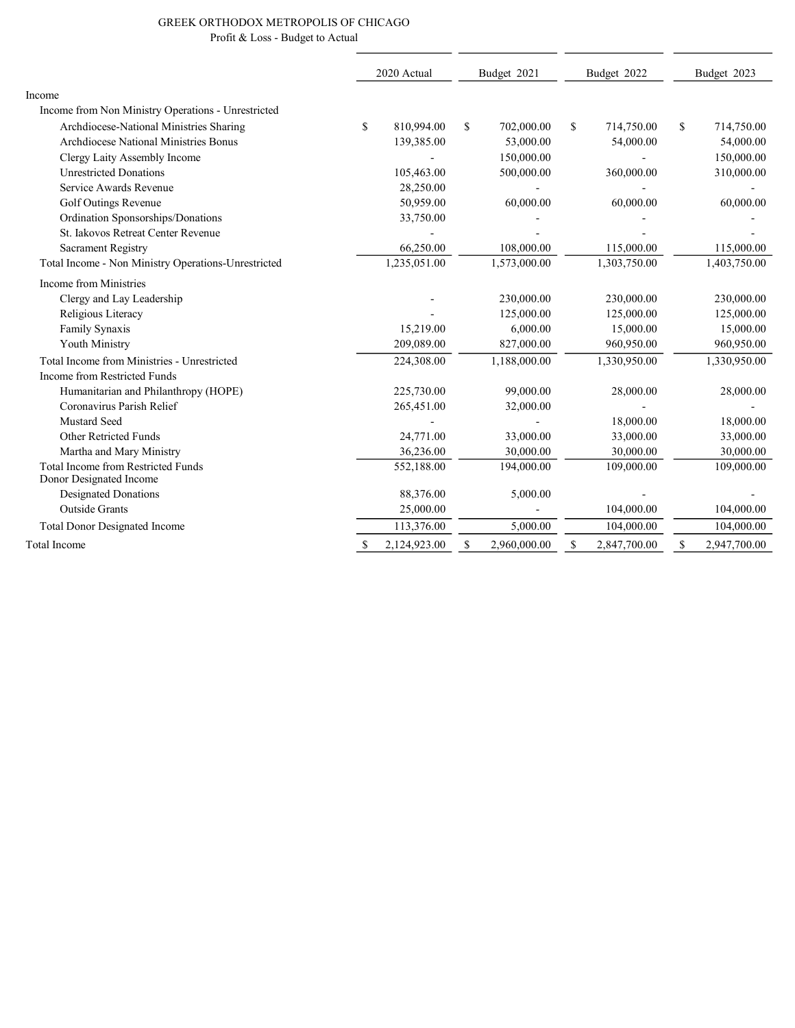GREEK ORTHODOX METROPOLIS OF CHICAGO

Profit & Loss - Budget to Actual

| | 2020 Actual | Budget 2021 | Budget 2022 | Budget 2023 |
|---|---|---|---|---|
| Income | | | | |
| Income from Non Ministry Operations - Unrestricted | | | | |
| Archdiocese-National Ministries Sharing | $ 810,994.00 | $ 702,000.00 | $ 714,750.00 | $ 714,750.00 |
| Archdiocese National Ministries Bonus | 139,385.00 | 53,000.00 | 54,000.00 | 54,000.00 |
| Clergy Laity Assembly Income | - | 150,000.00 | - | 150,000.00 |
| Unrestricted Donations | 105,463.00 | 500,000.00 | 360,000.00 | 310,000.00 |
| Service Awards Revenue | 28,250.00 | - | - | - |
| Golf Outings Revenue | 50,959.00 | 60,000.00 | 60,000.00 | 60,000.00 |
| Ordination Sponsorships/Donations | 33,750.00 | - | - | - |
| St. Iakovos Retreat Center Revenue | - | - | - | - |
| Sacrament Registry | 66,250.00 | 108,000.00 | 115,000.00 | 115,000.00 |
| Total Income - Non Ministry Operations-Unrestricted | 1,235,051.00 | 1,573,000.00 | 1,303,750.00 | 1,403,750.00 |
| Income from Ministries | | | | |
| Clergy and Lay Leadership | - | 230,000.00 | 230,000.00 | 230,000.00 |
| Religious Literacy | - | 125,000.00 | 125,000.00 | 125,000.00 |
| Family Synaxis | 15,219.00 | 6,000.00 | 15,000.00 | 15,000.00 |
| Youth Ministry | 209,089.00 | 827,000.00 | 960,950.00 | 960,950.00 |
| Total Income from Ministries - Unrestricted | 224,308.00 | 1,188,000.00 | 1,330,950.00 | 1,330,950.00 |
| Income from Restricted Funds | | | | |
| Humanitarian and Philanthropy (HOPE) | 225,730.00 | 99,000.00 | 28,000.00 | 28,000.00 |
| Coronavirus Parish Relief | 265,451.00 | 32,000.00 | - | - |
| Mustard Seed | - | - | 18,000.00 | 18,000.00 |
| Other Retricted Funds | 24,771.00 | 33,000.00 | 33,000.00 | 33,000.00 |
| Martha and Mary Ministry | 36,236.00 | 30,000.00 | 30,000.00 | 30,000.00 |
| Total Income from Restricted Funds | 552,188.00 | 194,000.00 | 109,000.00 | 109,000.00 |
| Donor Designated Income | | | | |
| Designated Donations | 88,376.00 | 5,000.00 | - | - |
| Outside Grants | 25,000.00 | - | 104,000.00 | 104,000.00 |
| Total Donor Designated Income | 113,376.00 | 5,000.00 | 104,000.00 | 104,000.00 |
| Total Income | $ 2,124,923.00 | $ 2,960,000.00 | $ 2,847,700.00 | $ 2,947,700.00 |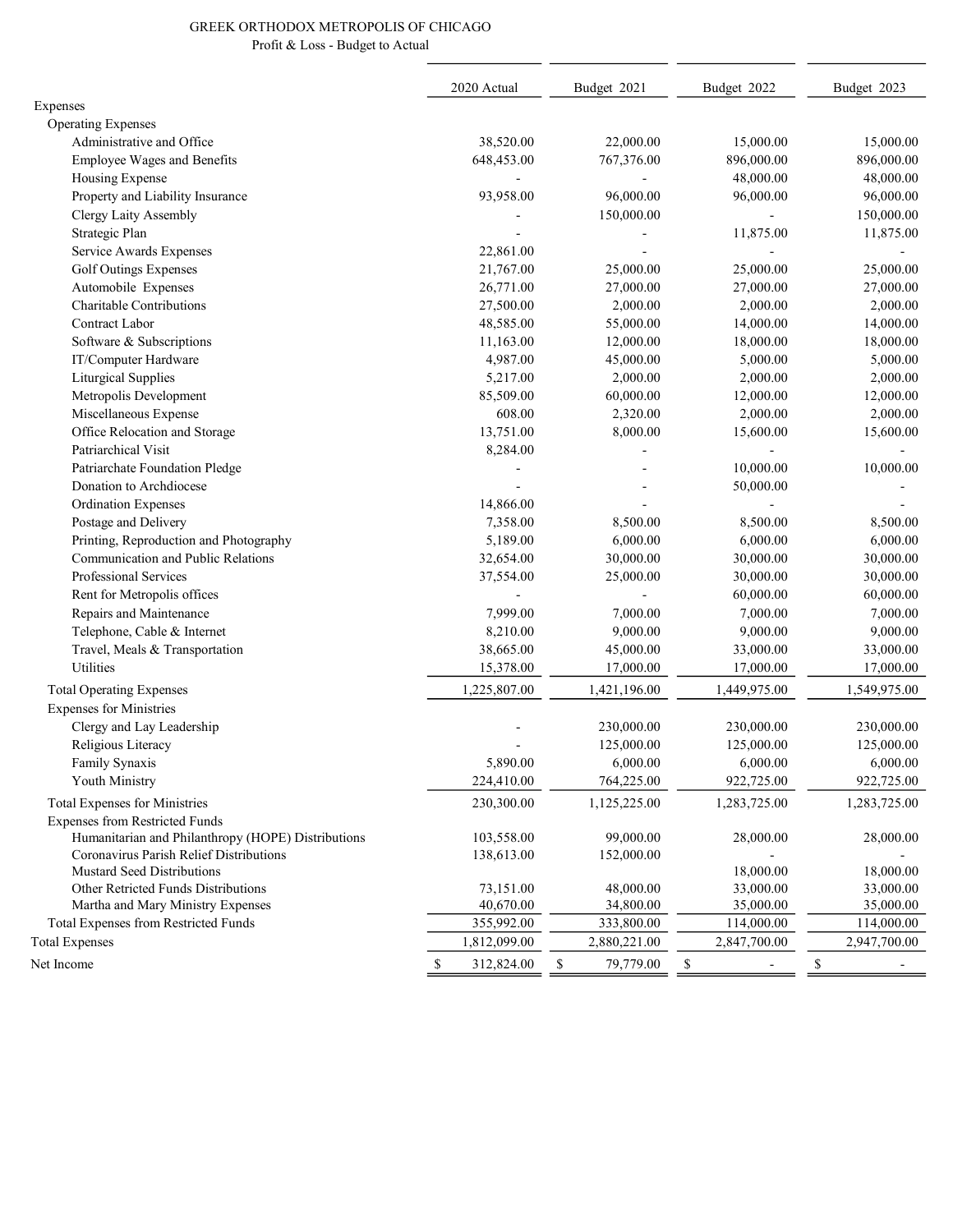GREEK ORTHODOX METROPOLIS OF CHICAGO

Profit & Loss - Budget to Actual

| | 2020 Actual | Budget 2021 | Budget 2022 | Budget 2023 |
|---|---|---|---|---|
| Expenses | | | | |
| Operating Expenses | | | | |
| Administrative and Office | 38,520.00 | 22,000.00 | 15,000.00 | 15,000.00 |
| Employee Wages and Benefits | 648,453.00 | 767,376.00 | 896,000.00 | 896,000.00 |
| Housing Expense | - | - | 48,000.00 | 48,000.00 |
| Property and Liability Insurance | 93,958.00 | 96,000.00 | 96,000.00 | 96,000.00 |
| Clergy Laity Assembly | - | 150,000.00 | - | 150,000.00 |
| Strategic Plan | - | - | 11,875.00 | 11,875.00 |
| Service Awards Expenses | 22,861.00 | - | - | - |
| Golf Outings Expenses | 21,767.00 | 25,000.00 | 25,000.00 | 25,000.00 |
| Automobile Expenses | 26,771.00 | 27,000.00 | 27,000.00 | 27,000.00 |
| Charitable Contributions | 27,500.00 | 2,000.00 | 2,000.00 | 2,000.00 |
| Contract Labor | 48,585.00 | 55,000.00 | 14,000.00 | 14,000.00 |
| Software & Subscriptions | 11,163.00 | 12,000.00 | 18,000.00 | 18,000.00 |
| IT/Computer Hardware | 4,987.00 | 45,000.00 | 5,000.00 | 5,000.00 |
| Liturgical Supplies | 5,217.00 | 2,000.00 | 2,000.00 | 2,000.00 |
| Metropolis Development | 85,509.00 | 60,000.00 | 12,000.00 | 12,000.00 |
| Miscellaneous Expense | 608.00 | 2,320.00 | 2,000.00 | 2,000.00 |
| Office Relocation and Storage | 13,751.00 | 8,000.00 | 15,600.00 | 15,600.00 |
| Patriarchical Visit | 8,284.00 | - | - | - |
| Patriarchate Foundation Pledge | - | - | 10,000.00 | 10,000.00 |
| Donation to Archdiocese | - | - | 50,000.00 | - |
| Ordination Expenses | 14,866.00 | - | - | - |
| Postage and Delivery | 7,358.00 | 8,500.00 | 8,500.00 | 8,500.00 |
| Printing, Reproduction and Photography | 5,189.00 | 6,000.00 | 6,000.00 | 6,000.00 |
| Communication and Public Relations | 32,654.00 | 30,000.00 | 30,000.00 | 30,000.00 |
| Professional Services | 37,554.00 | 25,000.00 | 30,000.00 | 30,000.00 |
| Rent for Metropolis offices | - | - | 60,000.00 | 60,000.00 |
| Repairs and Maintenance | 7,999.00 | 7,000.00 | 7,000.00 | 7,000.00 |
| Telephone, Cable & Internet | 8,210.00 | 9,000.00 | 9,000.00 | 9,000.00 |
| Travel, Meals & Transportation | 38,665.00 | 45,000.00 | 33,000.00 | 33,000.00 |
| Utilities | 15,378.00 | 17,000.00 | 17,000.00 | 17,000.00 |
| Total Operating Expenses | 1,225,807.00 | 1,421,196.00 | 1,449,975.00 | 1,549,975.00 |
| Expenses for Ministries | | | | |
| Clergy and Lay Leadership | - | 230,000.00 | 230,000.00 | 230,000.00 |
| Religious Literacy | - | 125,000.00 | 125,000.00 | 125,000.00 |
| Family Synaxis | 5,890.00 | 6,000.00 | 6,000.00 | 6,000.00 |
| Youth Ministry | 224,410.00 | 764,225.00 | 922,725.00 | 922,725.00 |
| Total Expenses for Ministries | 230,300.00 | 1,125,225.00 | 1,283,725.00 | 1,283,725.00 |
| Expenses from Restricted Funds | | | | |
| Humanitarian and Philanthropy (HOPE) Distributions | 103,558.00 | 99,000.00 | 28,000.00 | 28,000.00 |
| Coronavirus Parish Relief Distributions | 138,613.00 | 152,000.00 | | - |
| Mustard Seed Distributions | | | 18,000.00 | 18,000.00 |
| Other Retricted Funds Distributions | 73,151.00 | 48,000.00 | 33,000.00 | 33,000.00 |
| Martha and Mary Ministry Expenses | 40,670.00 | 34,800.00 | 35,000.00 | 35,000.00 |
| Total Expenses from Restricted Funds | 355,992.00 | 333,800.00 | 114,000.00 | 114,000.00 |
| Total Expenses | 1,812,099.00 | 2,880,221.00 | 2,847,700.00 | 2,947,700.00 |
| Net Income | $ 312,824.00 | $ 79,779.00 | $ - | $ - |